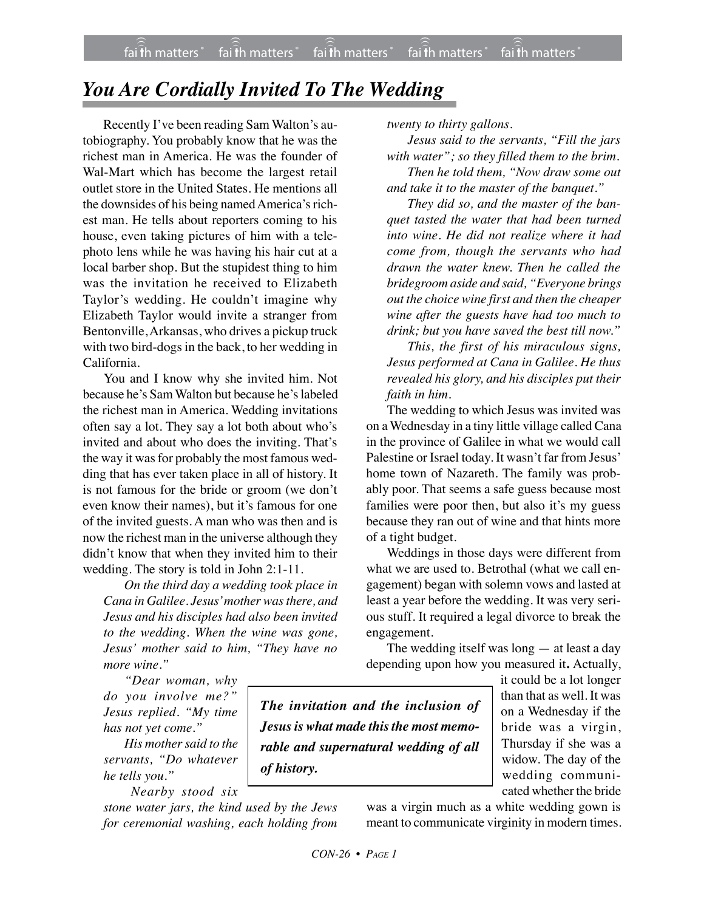# *You Are Cordially Invited To The Wedding*

Recently I've been reading Sam Walton's autobiography. You probably know that he was the richest man in America. He was the founder of Wal-Mart which has become the largest retail outlet store in the United States. He mentions all the downsides of his being named America's richest man. He tells about reporters coming to his house, even taking pictures of him with a telephoto lens while he was having his hair cut at a local barber shop. But the stupidest thing to him was the invitation he received to Elizabeth Taylor's wedding. He couldn't imagine why Elizabeth Taylor would invite a stranger from Bentonville, Arkansas, who drives a pickup truck with two bird-dogs in the back, to her wedding in California.

You and I know why she invited him. Not because he's Sam Walton but because he's labeled the richest man in America. Wedding invitations often say a lot. They say a lot both about who's invited and about who does the inviting. That's the way it was for probably the most famous wedding that has ever taken place in all of history. It is not famous for the bride or groom (we don't even know their names), but it's famous for one of the invited guests. A man who was then and is now the richest man in the universe although they didn't know that when they invited him to their wedding. The story is told in John 2:1-11.

> *On the third day a wedding took place in Cana in Galilee. Jesus' mother was there, and Jesus and his disciples had also been invited to the wedding. When the wine was gone, Jesus' mother said to him, "They have no more wine."*
>
> *"Dear woman, why do you involve me?" Jesus replied. "My time has not yet come."*
>
> *His mother said to the servants, "Do whatever he tells you."*
>
> *Nearby stood six stone water jars, the kind used by the Jews for ceremonial washing, each holding from twenty to thirty gallons.*
>
> *Jesus said to the servants, "Fill the jars with water"; so they filled them to the brim.*
>
> *Then he told them, "Now draw some out and take it to the master of the banquet."*
>
> *They did so, and the master of the banquet tasted the water that had been turned into wine. He did not realize where it had come from, though the servants who had drawn the water knew. Then he called the bridegroom aside and said, "Everyone brings out the choice wine first and then the cheaper wine after the guests have had too much to drink; but you have saved the best till now."*
>
> *This, the first of his miraculous signs, Jesus performed at Cana in Galilee. He thus revealed his glory, and his disciples put their faith in him.*

The wedding to which Jesus was invited was on a Wednesday in a tiny little village called Cana in the province of Galilee in what we would call Palestine or Israel today. It wasn't far from Jesus' home town of Nazareth. The family was probably poor. That seems a safe guess because most families were poor then, but also it's my guess because they ran out of wine and that hints more of a tight budget.

Weddings in those days were different from what we are used to. Betrothal (what we call engagement) began with solemn vows and lasted at least a year before the wedding. It was very serious stuff. It required a legal divorce to break the engagement.

The wedding itself was long — at least a day depending upon how you measured it. Actually, it could be a lot longer than that as well. It was on a Wednesday if the bride was a virgin, Thursday if she was a widow. The day of the wedding communicated whether the bride was a virgin much as a white wedding gown is meant to communicate virginity in modern times.

> ***The invitation and the inclusion of Jesus is what made this the most memorable and supernatural wedding of all of history.***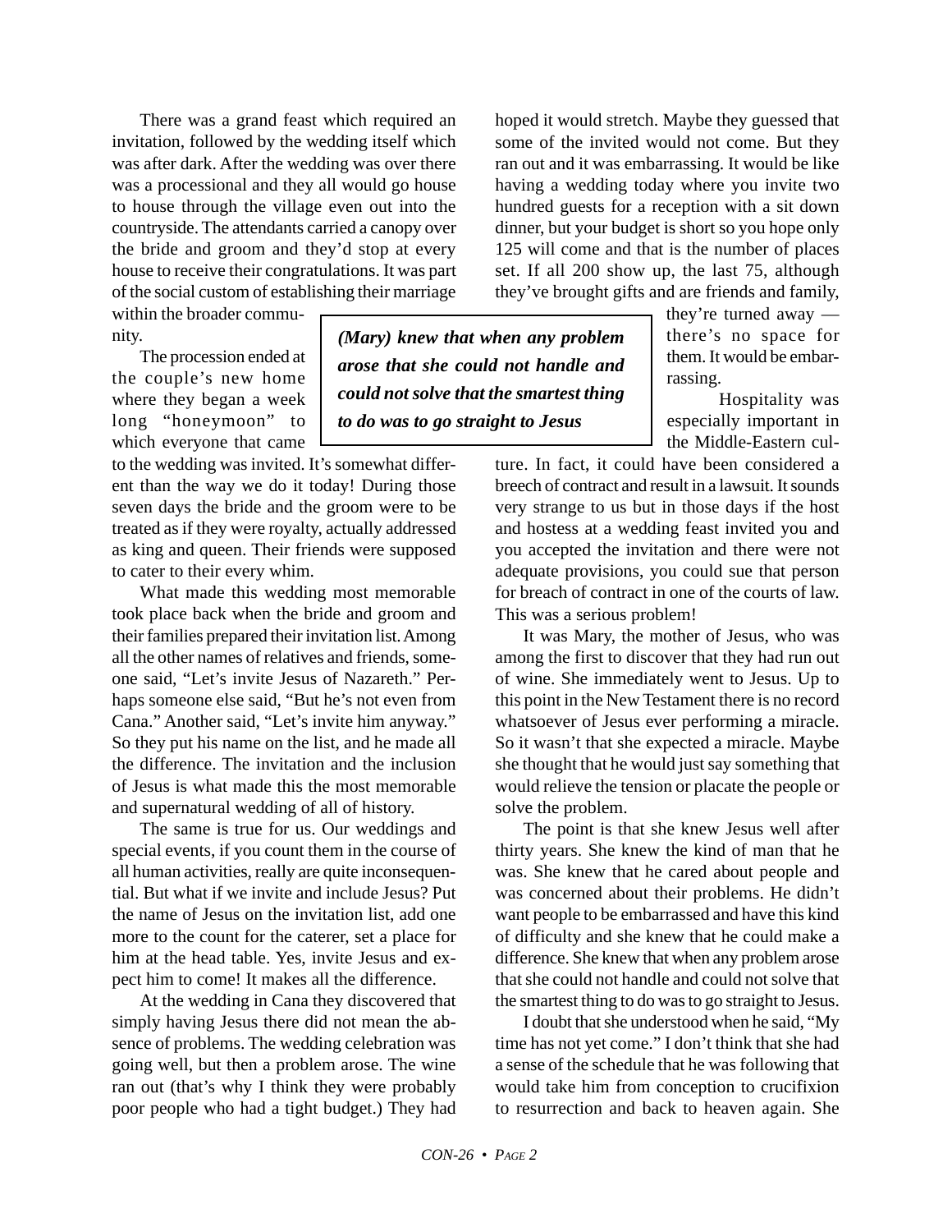There was a grand feast which required an invitation, followed by the wedding itself which was after dark. After the wedding was over there was a processional and they all would go house to house through the village even out into the countryside. The attendants carried a canopy over the bride and groom and they'd stop at every house to receive their congratulations. It was part of the social custom of establishing their marriage within the broader community.

The procession ended at the couple's new home where they began a week long "honeymoon" to which everyone that came to the wedding was invited. It's somewhat different than the way we do it today! During those seven days the bride and the groom were to be treated as if they were royalty, actually addressed as king and queen. Their friends were supposed to cater to their every whim.

What made this wedding most memorable took place back when the bride and groom and their families prepared their invitation list. Among all the other names of relatives and friends, someone said, "Let's invite Jesus of Nazareth." Perhaps someone else said, "But he's not even from Cana." Another said, "Let's invite him anyway." So they put his name on the list, and he made all the difference. The invitation and the inclusion of Jesus is what made this the most memorable and supernatural wedding of all of history.

The same is true for us. Our weddings and special events, if you count them in the course of all human activities, really are quite inconsequential. But what if we invite and include Jesus? Put the name of Jesus on the invitation list, add one more to the count for the caterer, set a place for him at the head table. Yes, invite Jesus and expect him to come! It makes all the difference.

At the wedding in Cana they discovered that simply having Jesus there did not mean the absence of problems. The wedding celebration was going well, but then a problem arose. The wine ran out (that's why I think they were probably poor people who had a tight budget.) They had hoped it would stretch. Maybe they guessed that some of the invited would not come. But they ran out and it was embarrassing. It would be like having a wedding today where you invite two hundred guests for a reception with a sit down dinner, but your budget is short so you hope only 125 will come and that is the number of places set. If all 200 show up, the last 75, although they've brought gifts and are friends and family, they're turned away — there's no space for them. It would be embarrassing.

> ***(Mary) knew that when any problem arose that she could not handle and could not solve that the smartest thing to do was to go straight to Jesus***

Hospitality was especially important in the Middle-Eastern culture. In fact, it could have been considered a breech of contract and result in a lawsuit. It sounds very strange to us but in those days if the host and hostess at a wedding feast invited you and you accepted the invitation and there were not adequate provisions, you could sue that person for breach of contract in one of the courts of law. This was a serious problem!

It was Mary, the mother of Jesus, who was among the first to discover that they had run out of wine. She immediately went to Jesus. Up to this point in the New Testament there is no record whatsoever of Jesus ever performing a miracle. So it wasn't that she expected a miracle. Maybe she thought that he would just say something that would relieve the tension or placate the people or solve the problem.

The point is that she knew Jesus well after thirty years. She knew the kind of man that he was. She knew that he cared about people and was concerned about their problems. He didn't want people to be embarrassed and have this kind of difficulty and she knew that he could make a difference. She knew that when any problem arose that she could not handle and could not solve that the smartest thing to do was to go straight to Jesus.

I doubt that she understood when he said, "My time has not yet come." I don't think that she had a sense of the schedule that he was following that would take him from conception to crucifixion to resurrection and back to heaven again. She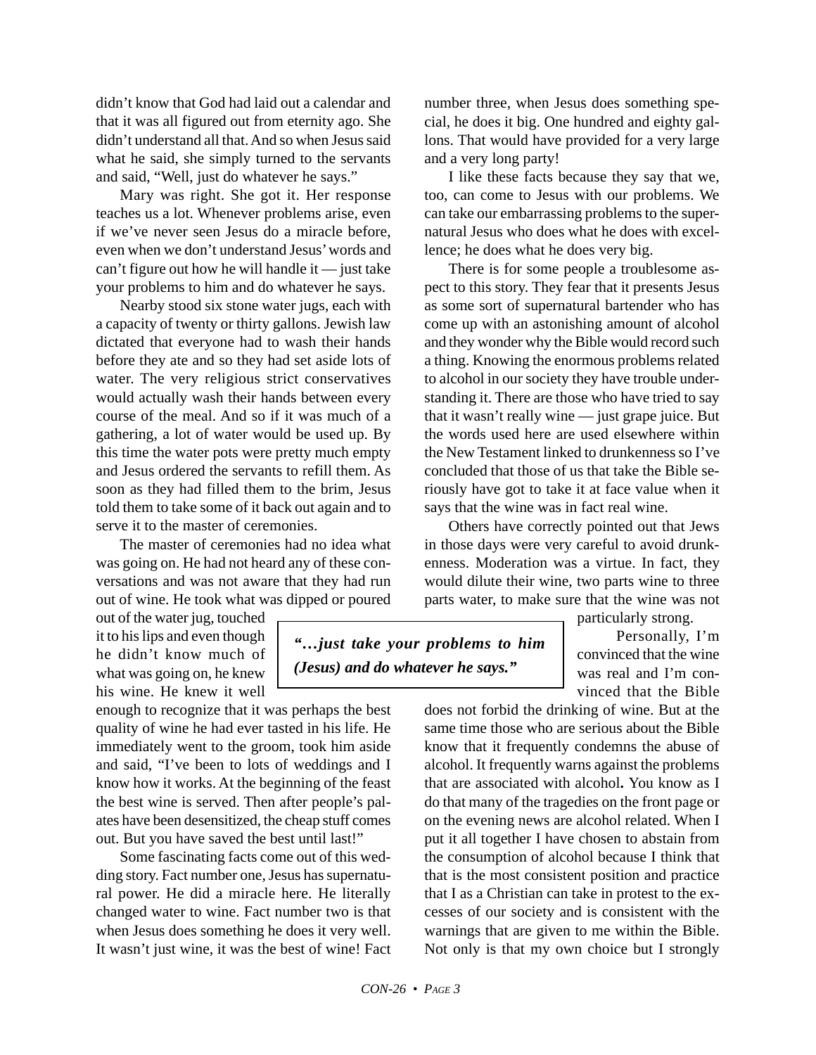didn't know that God had laid out a calendar and that it was all figured out from eternity ago. She didn't understand all that. And so when Jesus said what he said, she simply turned to the servants and said, "Well, just do whatever he says."

Mary was right. She got it. Her response teaches us a lot. Whenever problems arise, even if we've never seen Jesus do a miracle before, even when we don't understand Jesus' words and can't figure out how he will handle it — just take your problems to him and do whatever he says.

Nearby stood six stone water jugs, each with a capacity of twenty or thirty gallons. Jewish law dictated that everyone had to wash their hands before they ate and so they had set aside lots of water. The very religious strict conservatives would actually wash their hands between every course of the meal. And so if it was much of a gathering, a lot of water would be used up. By this time the water pots were pretty much empty and Jesus ordered the servants to refill them. As soon as they had filled them to the brim, Jesus told them to take some of it back out again and to serve it to the master of ceremonies.

The master of ceremonies had no idea what was going on. He had not heard any of these conversations and was not aware that they had run out of wine. He took what was dipped or poured out of the water jug, touched it to his lips and even though he didn't know much of what was going on, he knew his wine. He knew it well enough to recognize that it was perhaps the best quality of wine he had ever tasted in his life. He immediately went to the groom, took him aside and said, "I've been to lots of weddings and I know how it works. At the beginning of the feast the best wine is served. Then after people's palates have been desensitized, the cheap stuff comes out. But you have saved the best until last!"

> ***"…just take your problems to him (Jesus) and do whatever he says."***

Some fascinating facts come out of this wedding story. Fact number one, Jesus has supernatural power. He did a miracle here. He literally changed water to wine. Fact number two is that when Jesus does something he does it very well. It wasn't just wine, it was the best of wine! Fact number three, when Jesus does something special, he does it big. One hundred and eighty gallons. That would have provided for a very large and a very long party!

I like these facts because they say that we, too, can come to Jesus with our problems. We can take our embarrassing problems to the supernatural Jesus who does what he does with excellence; he does what he does very big.

There is for some people a troublesome aspect to this story. They fear that it presents Jesus as some sort of supernatural bartender who has come up with an astonishing amount of alcohol and they wonder why the Bible would record such a thing. Knowing the enormous problems related to alcohol in our society they have trouble understanding it. There are those who have tried to say that it wasn't really wine — just grape juice. But the words used here are used elsewhere within the New Testament linked to drunkenness so I've concluded that those of us that take the Bible seriously have got to take it at face value when it says that the wine was in fact real wine.

Others have correctly pointed out that Jews in those days were very careful to avoid drunkenness. Moderation was a virtue. In fact, they would dilute their wine, two parts wine to three parts water, to make sure that the wine was not particularly strong.

Personally, I'm convinced that the wine was real and I'm convinced that the Bible does not forbid the drinking of wine. But at the same time those who are serious about the Bible know that it frequently condemns the abuse of alcohol. It frequently warns against the problems that are associated with alcohol**.** You know as I do that many of the tragedies on the front page or on the evening news are alcohol related. When I put it all together I have chosen to abstain from the consumption of alcohol because I think that that is the most consistent position and practice that I as a Christian can take in protest to the excesses of our society and is consistent with the warnings that are given to me within the Bible. Not only is that my own choice but I strongly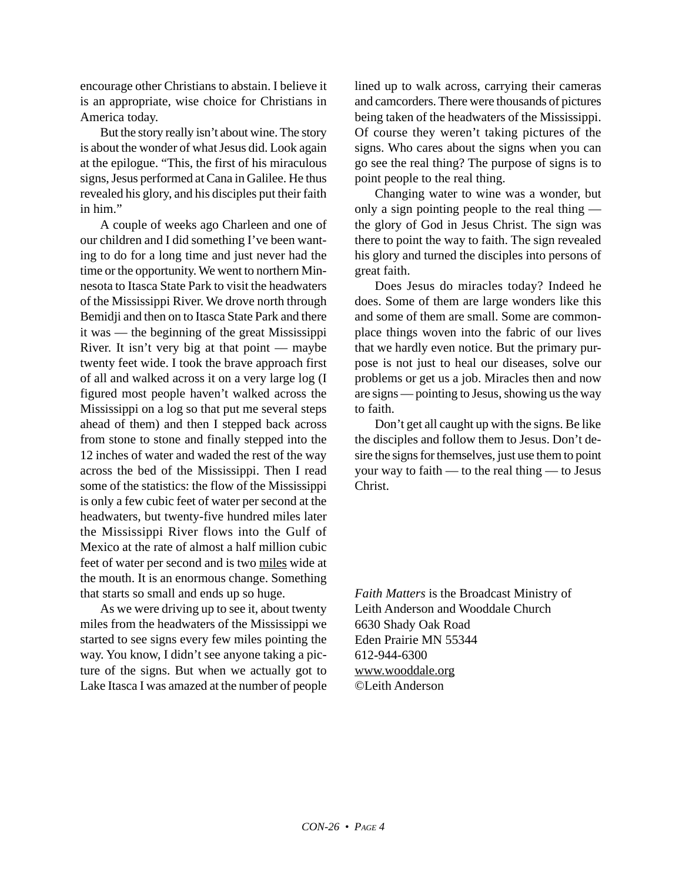encourage other Christians to abstain. I believe it is an appropriate, wise choice for Christians in America today.

But the story really isn't about wine. The story is about the wonder of what Jesus did. Look again at the epilogue. "This, the first of his miraculous signs, Jesus performed at Cana in Galilee. He thus revealed his glory, and his disciples put their faith in him."

A couple of weeks ago Charleen and one of our children and I did something I've been wanting to do for a long time and just never had the time or the opportunity. We went to northern Minnesota to Itasca State Park to visit the headwaters of the Mississippi River. We drove north through Bemidji and then on to Itasca State Park and there it was — the beginning of the great Mississippi River. It isn't very big at that point — maybe twenty feet wide. I took the brave approach first of all and walked across it on a very large log (I figured most people haven't walked across the Mississippi on a log so that put me several steps ahead of them) and then I stepped back across from stone to stone and finally stepped into the 12 inches of water and waded the rest of the way across the bed of the Mississippi. Then I read some of the statistics: the flow of the Mississippi is only a few cubic feet of water per second at the headwaters, but twenty-five hundred miles later the Mississippi River flows into the Gulf of Mexico at the rate of almost a half million cubic feet of water per second and is two <u>miles</u> wide at the mouth. It is an enormous change. Something that starts so small and ends up so huge.

As we were driving up to see it, about twenty miles from the headwaters of the Mississippi we started to see signs every few miles pointing the way. You know, I didn't see anyone taking a picture of the signs. But when we actually got to Lake Itasca I was amazed at the number of people lined up to walk across, carrying their cameras and camcorders. There were thousands of pictures being taken of the headwaters of the Mississippi. Of course they weren't taking pictures of the signs. Who cares about the signs when you can go see the real thing? The purpose of signs is to point people to the real thing.

Changing water to wine was a wonder, but only a sign pointing people to the real thing — the glory of God in Jesus Christ. The sign was there to point the way to faith. The sign revealed his glory and turned the disciples into persons of great faith.

Does Jesus do miracles today? Indeed he does. Some of them are large wonders like this and some of them are small. Some are commonplace things woven into the fabric of our lives that we hardly even notice. But the primary purpose is not just to heal our diseases, solve our problems or get us a job. Miracles then and now are signs — pointing to Jesus, showing us the way to faith.

Don't get all caught up with the signs. Be like the disciples and follow them to Jesus. Don't desire the signs for themselves, just use them to point your way to faith — to the real thing — to Jesus Christ.

*Faith Matters* is the Broadcast Ministry of
Leith Anderson and Wooddale Church
6630 Shady Oak Road
Eden Prairie MN 55344
612-944-6300
www.wooddale.org
©Leith Anderson